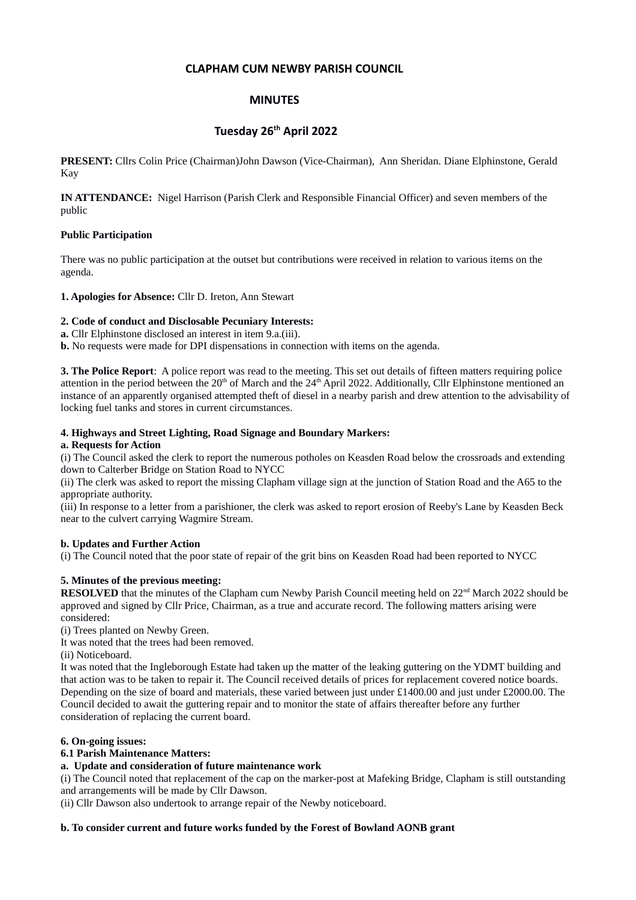# CLAPHAM CUM NEWBY PARISH COUNCIL

## MINUTES

## Tuesday 26th April 2022

**PRESENT:** Cllrs Colin Price (Chairman)John Dawson (Vice-Chairman), Ann Sheridan. Diane Elphinstone, Gerald Kay

**IN ATTENDANCE:** Nigel Harrison (Parish Clerk and Responsible Financial Officer) and seven members of the public

**Public Participation**

There was no public participation at the outset but contributions were received in relation to various items on the agenda.

**1. Apologies for Absence:** Cllr D. Ireton, Ann Stewart

**2. Code of conduct and Disclosable Pecuniary Interests:**

**a.** Cllr Elphinstone disclosed an interest in item 9.a.(iii).

**b.** No requests were made for DPI dispensations in connection with items on the agenda.

**3. The Police Report**: A police report was read to the meeting. This set out details of fifteen matters requiring police attention in the period between the 20th of March and the 24th April 2022. Additionally, Cllr Elphinstone mentioned an instance of an apparently organised attempted theft of diesel in a nearby parish and drew attention to the advisability of locking fuel tanks and stores in current circumstances.

**4. Highways and Street Lighting, Road Signage and Boundary Markers:**

**a. Requests for Action**

(i) The Council asked the clerk to report the numerous potholes on Keasden Road below the crossroads and extending down to Calterber Bridge on Station Road to NYCC

(ii) The clerk was asked to report the missing Clapham village sign at the junction of Station Road and the A65 to the appropriate authority.

(iii) In response to a letter from a parishioner, the clerk was asked to report erosion of Reeby's Lane by Keasden Beck near to the culvert carrying Wagmire Stream.

**b. Updates and Further Action**

(i) The Council noted that the poor state of repair of the grit bins on Keasden Road had been reported to NYCC

**5. Minutes of the previous meeting:**

**RESOLVED** that the minutes of the Clapham cum Newby Parish Council meeting held on 22nd March 2022 should be approved and signed by Cllr Price, Chairman, as a true and accurate record. The following matters arising were considered:

(i) Trees planted on Newby Green.

It was noted that the trees had been removed.

(ii) Noticeboard.

It was noted that the Ingleborough Estate had taken up the matter of the leaking guttering on the YDMT building and that action was to be taken to repair it. The Council received details of prices for replacement covered notice boards. Depending on the size of board and materials, these varied between just under £1400.00 and just under £2000.00. The Council decided to await the guttering repair and to monitor the state of affairs thereafter before any further consideration of replacing the current board.

**6. On-going issues:**

**6.1 Parish Maintenance Matters:**

**a. Update and consideration of future maintenance work**

(i) The Council noted that replacement of the cap on the marker-post at Mafeking Bridge, Clapham is still outstanding and arrangements will be made by Cllr Dawson.

(ii) Cllr Dawson also undertook to arrange repair of the Newby noticeboard.

**b. To consider current and future works funded by the Forest of Bowland AONB grant**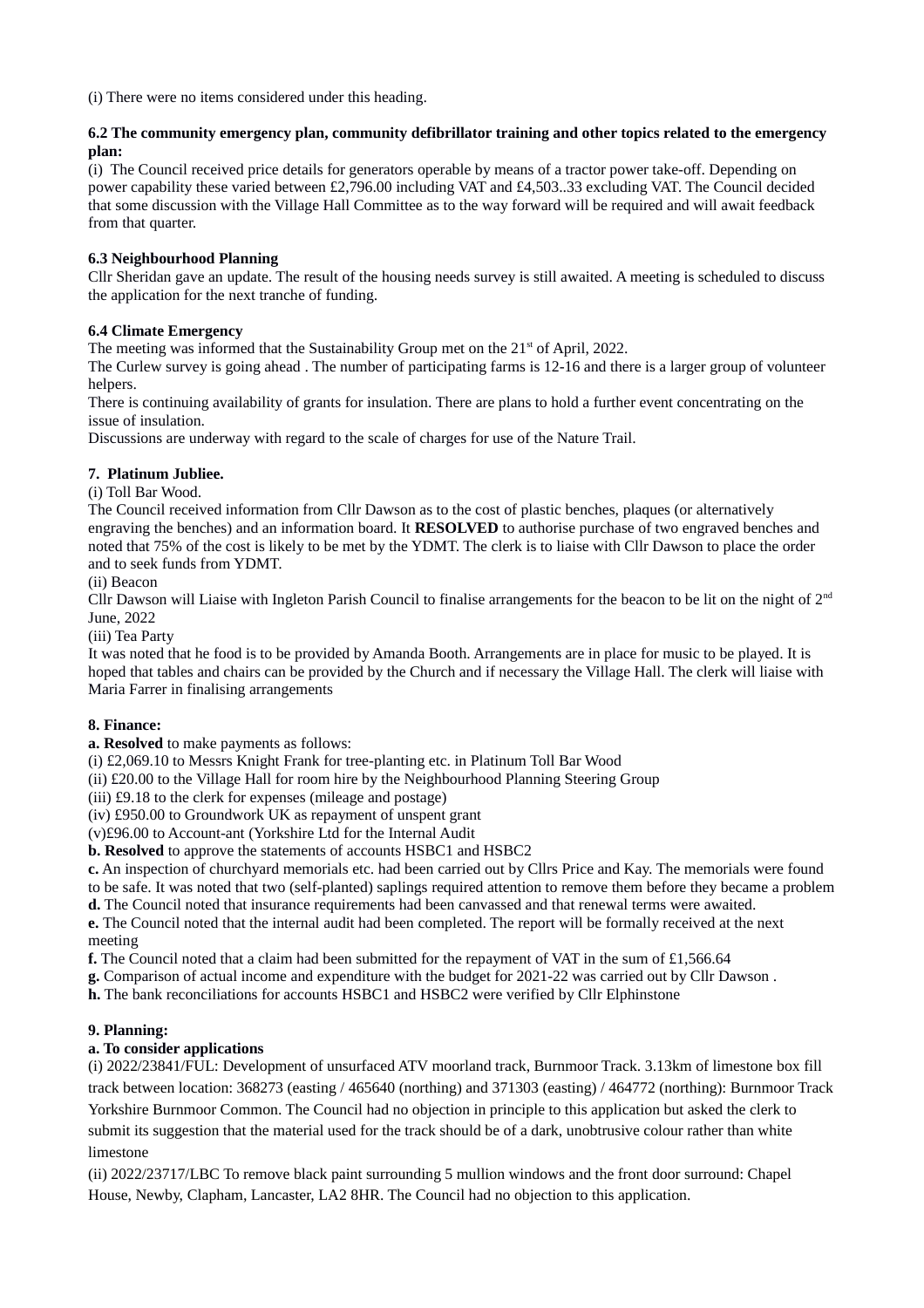(i) There were no items considered under this heading.

**6.2 The community emergency plan, community defibrillator training and other topics related to the emergency plan:**

(i) The Council received price details for generators operable by means of a tractor power take-off. Depending on power capability these varied between £2,796.00 including VAT and £4,503..33 excluding VAT. The Council decided that some discussion with the Village Hall Committee as to the way forward will be required and will await feedback from that quarter.

**6.3 Neighbourhood Planning**

Cllr Sheridan gave an update. The result of the housing needs survey is still awaited. A meeting is scheduled to discuss the application for the next tranche of funding.

**6.4 Climate Emergency**

The meeting was informed that the Sustainability Group met on the 21st of April, 2022.

The Curlew survey is going ahead . The number of participating farms is 12-16 and there is a larger group of volunteer helpers.

There is continuing availability of grants for insulation. There are plans to hold a further event concentrating on the issue of insulation.

Discussions are underway with regard to the scale of charges for use of the Nature Trail.

**7. Platinum Jubliee.**

(i) Toll Bar Wood.

The Council received information from Cllr Dawson as to the cost of plastic benches, plaques (or alternatively engraving the benches) and an information board. It **RESOLVED** to authorise purchase of two engraved benches and noted that 75% of the cost is likely to be met by the YDMT. The clerk is to liaise with Cllr Dawson to place the order and to seek funds from YDMT.

(ii) Beacon

Cllr Dawson will Liaise with Ingleton Parish Council to finalise arrangements for the beacon to be lit on the night of 2nd June, 2022

(iii) Tea Party

It was noted that he food is to be provided by Amanda Booth. Arrangements are in place for music to be played. It is hoped that tables and chairs can be provided by the Church and if necessary the Village Hall. The clerk will liaise with Maria Farrer in finalising arrangements

**8. Finance:**

**a. Resolved** to make payments as follows:

(i) £2,069.10 to Messrs Knight Frank for tree-planting etc. in Platinum Toll Bar Wood

(ii) £20.00 to the Village Hall for room hire by the Neighbourhood Planning Steering Group

(iii) £9.18 to the clerk for expenses (mileage and postage)

(iv) £950.00 to Groundwork UK as repayment of unspent grant

(v)£96.00 to Account-ant (Yorkshire Ltd for the Internal Audit

**b. Resolved** to approve the statements of accounts HSBC1 and HSBC2

**c.** An inspection of churchyard memorials etc. had been carried out by Cllrs Price and Kay. The memorials were found to be safe. It was noted that two (self-planted) saplings required attention to remove them before they became a problem

**d.** The Council noted that insurance requirements had been canvassed and that renewal terms were awaited.

**e.** The Council noted that the internal audit had been completed. The report will be formally received at the next meeting

**f.** The Council noted that a claim had been submitted for the repayment of VAT in the sum of £1,566.64

**g.** Comparison of actual income and expenditure with the budget for 2021-22 was carried out by Cllr Dawson .

**h.** The bank reconciliations for accounts HSBC1 and HSBC2 were verified by Cllr Elphinstone

**9. Planning:**

**a. To consider applications**

(i) 2022/23841/FUL: Development of unsurfaced ATV moorland track, Burnmoor Track. 3.13km of limestone box fill track between location: 368273 (easting / 465640 (northing) and 371303 (easting) / 464772 (northing): Burnmoor Track Yorkshire Burnmoor Common. The Council had no objection in principle to this application but asked the clerk to submit its suggestion that the material used for the track should be of a dark, unobtrusive colour rather than white limestone

(ii) 2022/23717/LBC To remove black paint surrounding 5 mullion windows and the front door surround: Chapel House, Newby, Clapham, Lancaster, LA2 8HR. The Council had no objection to this application.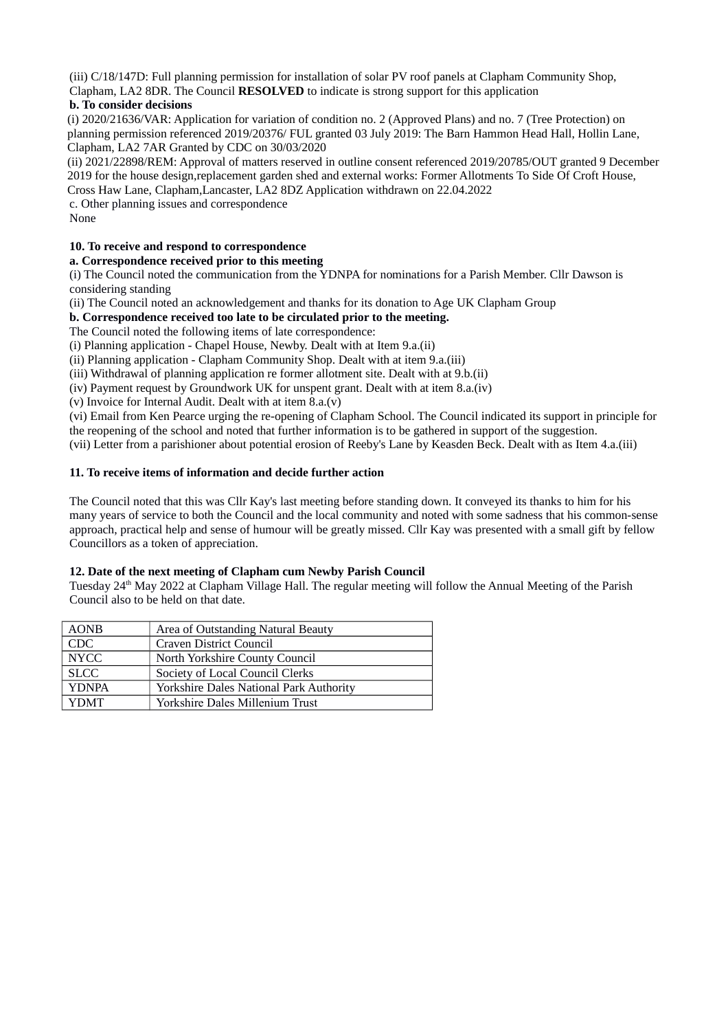(iii) C/18/147D: Full planning permission for installation of solar PV roof panels at Clapham Community Shop, Clapham, LA2 8DR. The Council **RESOLVED** to indicate is strong support for this application

**b. To consider decisions**

(i) 2020/21636/VAR: Application for variation of condition no. 2 (Approved Plans) and no. 7 (Tree Protection) on planning permission referenced 2019/20376/ FUL granted 03 July 2019: The Barn Hammon Head Hall, Hollin Lane, Clapham, LA2 7AR Granted by CDC on 30/03/2020

(ii) 2021/22898/REM: Approval of matters reserved in outline consent referenced 2019/20785/OUT granted 9 December 2019 for the house design,replacement garden shed and external works: Former Allotments To Side Of Croft House, Cross Haw Lane, Clapham,Lancaster, LA2 8DZ Application withdrawn on 22.04.2022

c. Other planning issues and correspondence

None

**10. To receive and respond to correspondence**

**a. Correspondence received prior to this meeting**

(i) The Council noted the communication from the YDNPA for nominations for a Parish Member. Cllr Dawson is considering standing

(ii) The Council noted an acknowledgement and thanks for its donation to Age UK Clapham Group

**b. Correspondence received too late to be circulated prior to the meeting.**

The Council noted the following items of late correspondence:

(i) Planning application - Chapel House, Newby. Dealt with at Item 9.a.(ii)

(ii) Planning application - Clapham Community Shop. Dealt with at item 9.a.(iii)

(iii) Withdrawal of planning application re former allotment site. Dealt with at 9.b.(ii)

(iv) Payment request by Groundwork UK for unspent grant. Dealt with at item 8.a.(iv)

(v) Invoice for Internal Audit. Dealt with at item 8.a.(v)

(vi) Email from Ken Pearce urging the re-opening of Clapham School. The Council indicated its support in principle for the reopening of the school and noted that further information is to be gathered in support of the suggestion.

(vii) Letter from a parishioner about potential erosion of Reeby's Lane by Keasden Beck. Dealt with as Item 4.a.(iii)

**11. To receive items of information and decide further action**

The Council noted that this was Cllr Kay's last meeting before standing down. It conveyed its thanks to him for his many years of service to both the Council and the local community and noted with some sadness that his common-sense approach, practical help and sense of humour will be greatly missed. Cllr Kay was presented with a small gift by fellow Councillors as a token of appreciation.

**12. Date of the next meeting of Clapham cum Newby Parish Council**

Tuesday 24th May 2022 at Clapham Village Hall. The regular meeting will follow the Annual Meeting of the Parish Council also to be held on that date.

| | |
|---|---|
| AONB | Area of Outstanding Natural Beauty |
| CDC | Craven District Council |
| NYCC | North Yorkshire County Council |
| SLCC | Society of Local Council Clerks |
| YDNPA | Yorkshire Dales National Park Authority |
| YDMT | Yorkshire Dales Millenium Trust |